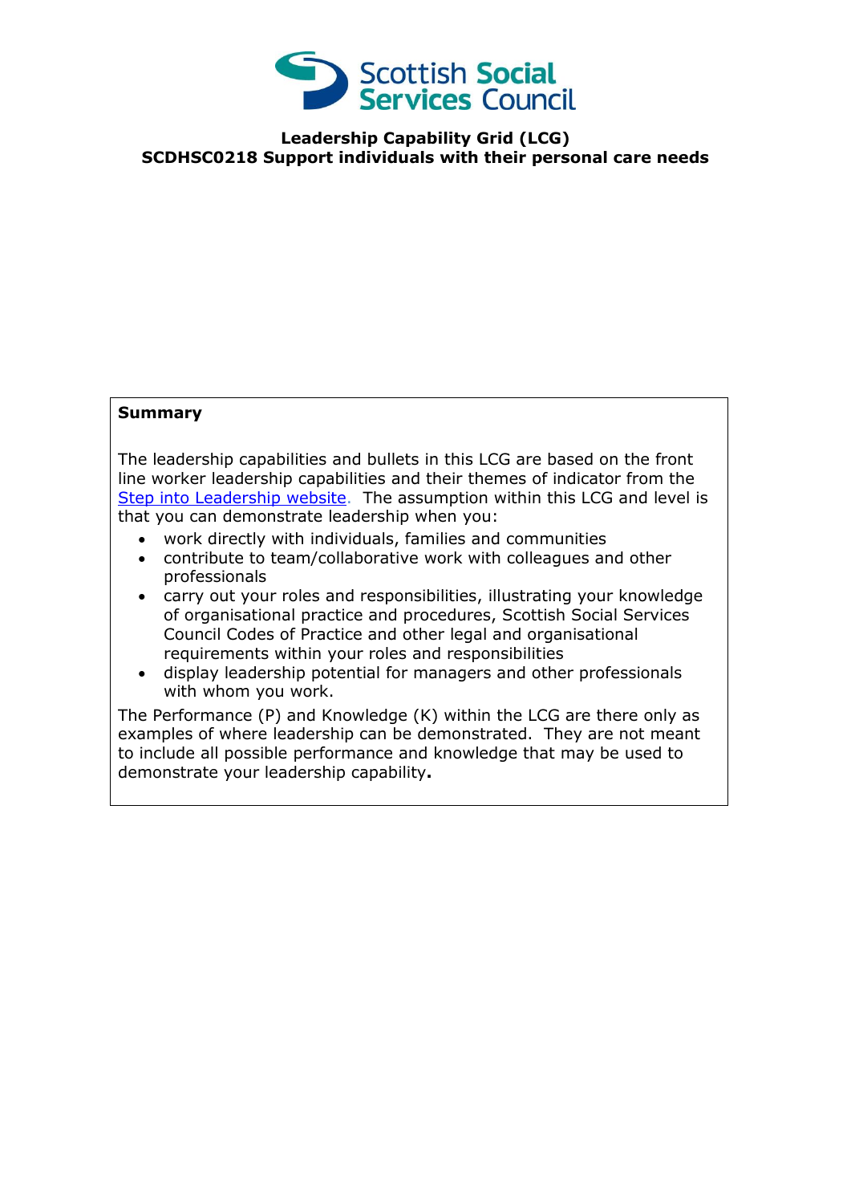**Leadership Capability Grid (LCG)**
**SCDHSC0218 Support individuals with their personal care needs**

**Summary**

The leadership capabilities and bullets in this LCG are based on the front line worker leadership capabilities and their themes of indicator from the [Step into Leadership website](). The assumption within this LCG and level is that you can demonstrate leadership when you:

- work directly with individuals, families and communities
- contribute to team/collaborative work with colleagues and other professionals
- carry out your roles and responsibilities, illustrating your knowledge of organisational practice and procedures, Scottish Social Services Council Codes of Practice and other legal and organisational requirements within your roles and responsibilities
- display leadership potential for managers and other professionals with whom you work.

The Performance (P) and Knowledge (K) within the LCG are there only as examples of where leadership can be demonstrated. They are not meant to include all possible performance and knowledge that may be used to demonstrate your leadership capability**.**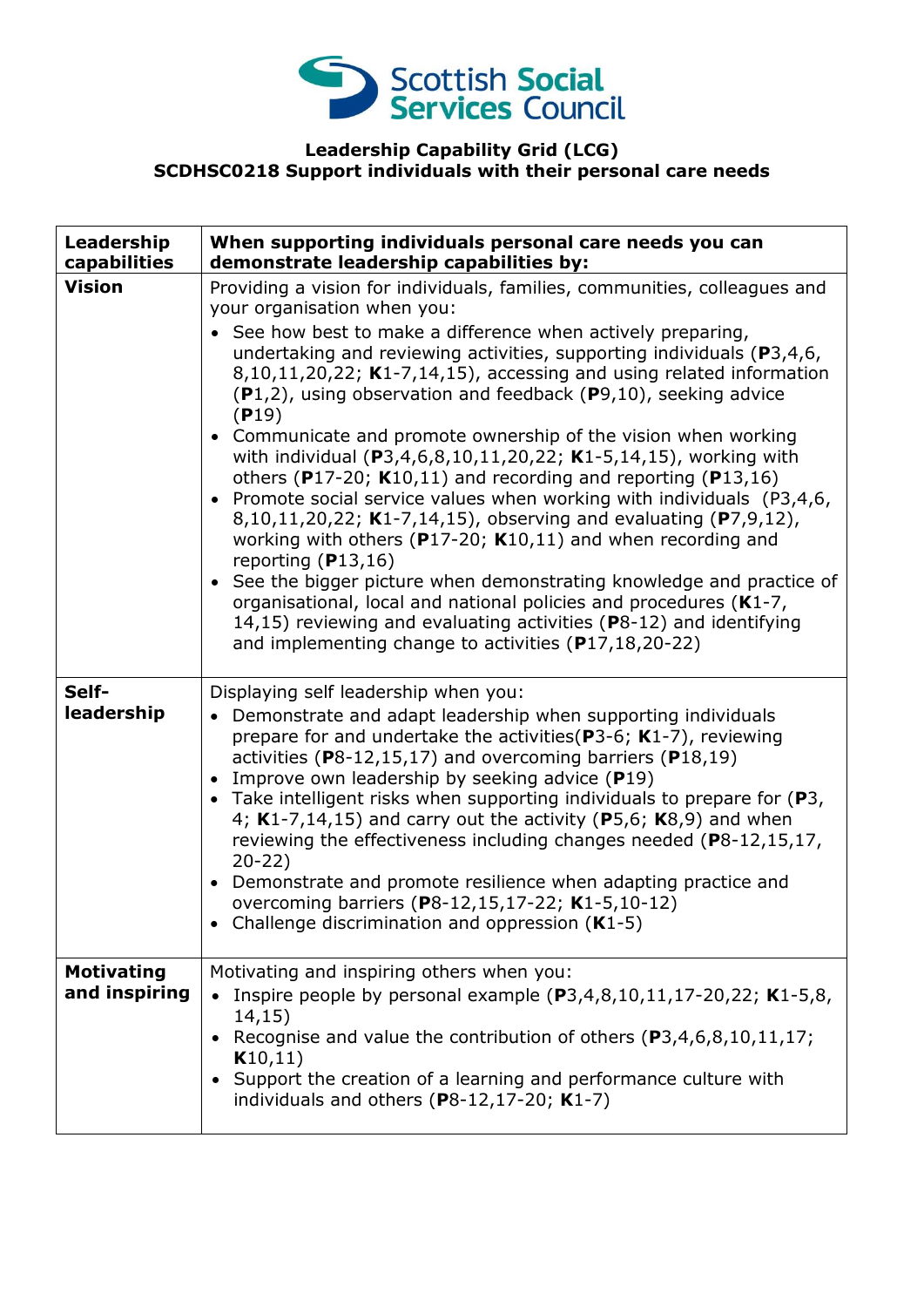**Leadership Capability Grid (LCG)**
**SCDHSC0218 Support individuals with their personal care needs**

| Leadership capabilities | When supporting individuals personal care needs you can demonstrate leadership capabilities by: |
|---|---|
| **Vision** | Providing a vision for individuals, families, communities, colleagues and your organisation when you:<br>• See how best to make a difference when actively preparing, undertaking and reviewing activities, supporting individuals (**P**3,4,6, 8,10,11,20,22; **K**1-7,14,15), accessing and using related information (**P**1,2), using observation and feedback (**P**9,10), seeking advice (**P**19)<br>• Communicate and promote ownership of the vision when working with individual (**P**3,4,6,8,10,11,20,22; **K**1-5,14,15), working with others (**P**17-20; **K**10,11) and recording and reporting (**P**13,16)<br>• Promote social service values when working with individuals (P3,4,6, 8,10,11,20,22; **K**1-7,14,15), observing and evaluating (**P**7,9,12), working with others (**P**17-20; **K**10,11) and when recording and reporting (**P**13,16)<br>• See the bigger picture when demonstrating knowledge and practice of organisational, local and national policies and procedures (**K**1-7, 14,15) reviewing and evaluating activities (**P**8-12) and identifying and implementing change to activities (**P**17,18,20-22) |
| **Self-leadership** | Displaying self leadership when you:<br>• Demonstrate and adapt leadership when supporting individuals prepare for and undertake the activities(**P**3-6; **K**1-7), reviewing activities (**P**8-12,15,17) and overcoming barriers (**P**18,19)<br>• Improve own leadership by seeking advice (**P**19)<br>• Take intelligent risks when supporting individuals to prepare for (**P**3, 4; **K**1-7,14,15) and carry out the activity (**P**5,6; **K**8,9) and when reviewing the effectiveness including changes needed (**P**8-12,15,17, 20-22)<br>• Demonstrate and promote resilience when adapting practice and overcoming barriers (**P**8-12,15,17-22; **K**1-5,10-12)<br>• Challenge discrimination and oppression (**K**1-5) |
| **Motivating and inspiring** | Motivating and inspiring others when you:<br>• Inspire people by personal example (**P**3,4,8,10,11,17-20,22; **K**1-5,8, 14,15)<br>• Recognise and value the contribution of others (**P**3,4,6,8,10,11,17; **K**10,11)<br>• Support the creation of a learning and performance culture with individuals and others (**P**8-12,17-20; **K**1-7) |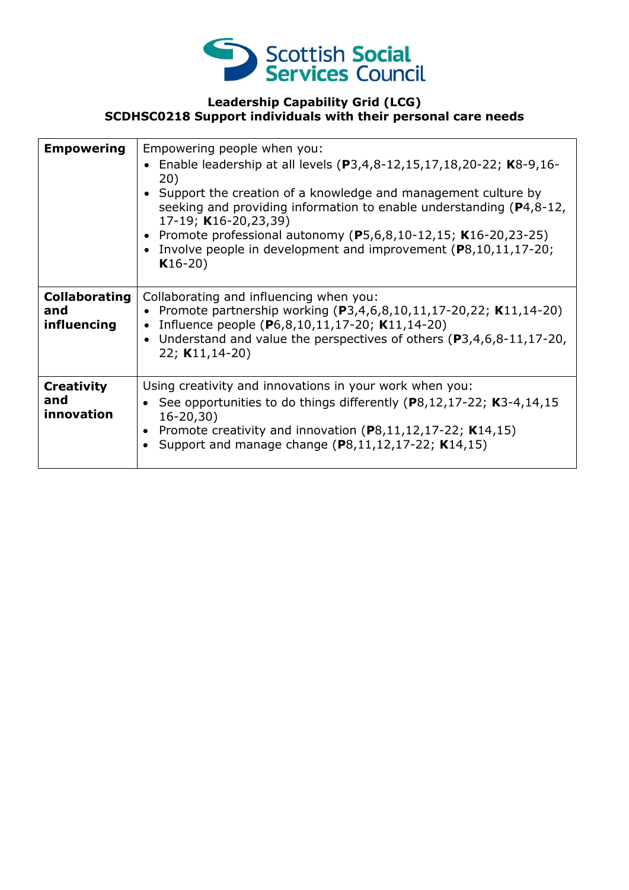**Leadership Capability Grid (LCG)**
**SCDHSC0218 Support individuals with their personal care needs**

| | |
|---|---|
| **Empowering** | Empowering people when you:<br>• Enable leadership at all levels (**P**3,4,8-12,15,17,18,20-22; **K**8-9,16-20)<br>• Support the creation of a knowledge and management culture by seeking and providing information to enable understanding (**P**4,8-12, 17-19; **K**16-20,23,39)<br>• Promote professional autonomy (**P**5,6,8,10-12,15; **K**16-20,23-25)<br>• Involve people in development and improvement (**P**8,10,11,17-20; **K**16-20) |
| **Collaborating and influencing** | Collaborating and influencing when you:<br>• Promote partnership working (**P**3,4,6,8,10,11,17-20,22; **K**11,14-20)<br>• Influence people (**P**6,8,10,11,17-20; **K**11,14-20)<br>• Understand and value the perspectives of others (**P**3,4,6,8-11,17-20, 22; **K**11,14-20) |
| **Creativity and innovation** | Using creativity and innovations in your work when you:<br>• See opportunities to do things differently (**P**8,12,17-22; **K**3-4,14,15 16-20,30)<br>• Promote creativity and innovation (**P**8,11,12,17-22; **K**14,15)<br>• Support and manage change (**P**8,11,12,17-22; **K**14,15) |